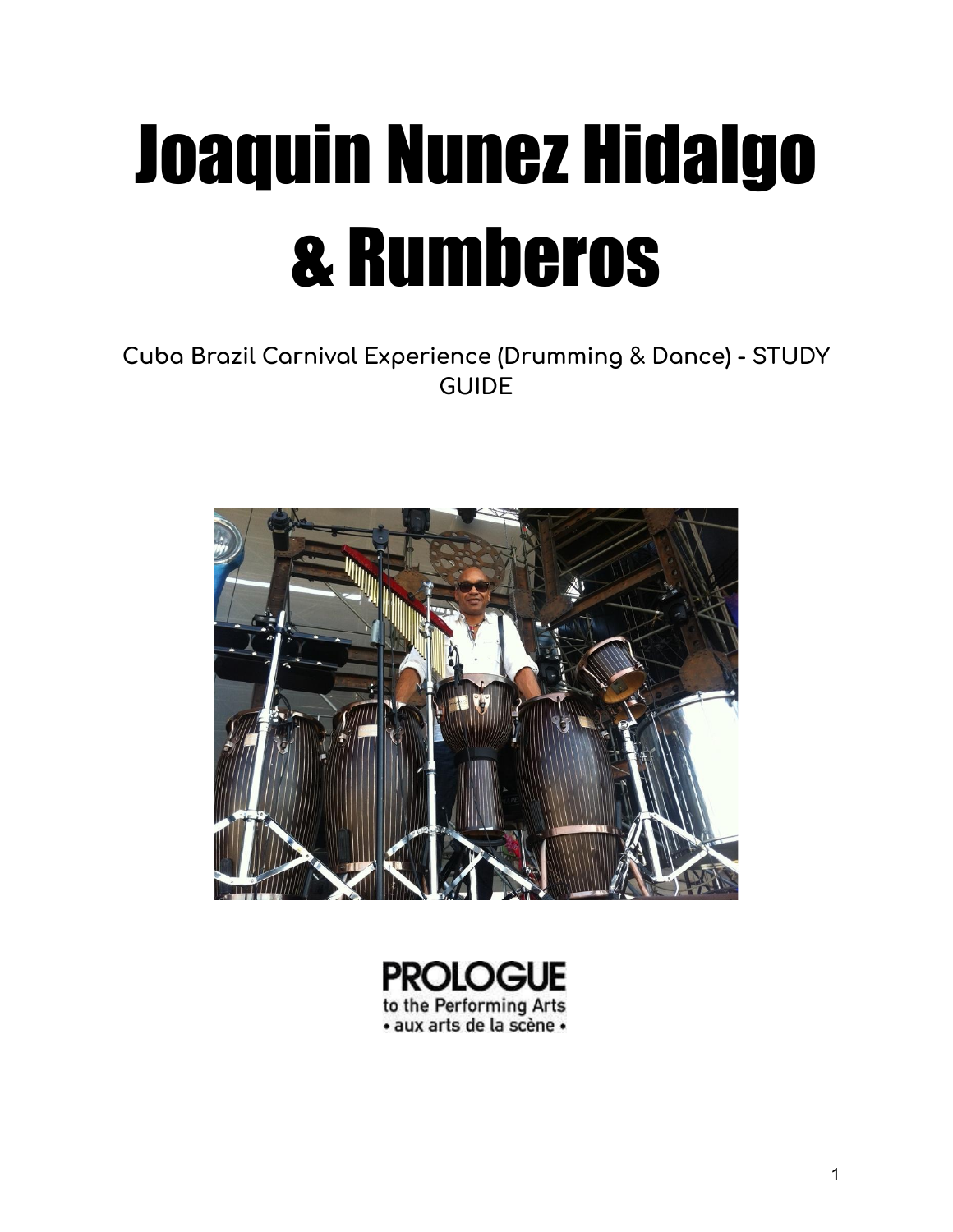# Joaquin Nunez Hidalgo & Rumberos

Cuba Brazil Carnival Experience (Drumming & Dance) - STUDY GUIDE

PROLOGUE
to the Performing Arts
• aux arts de la scène •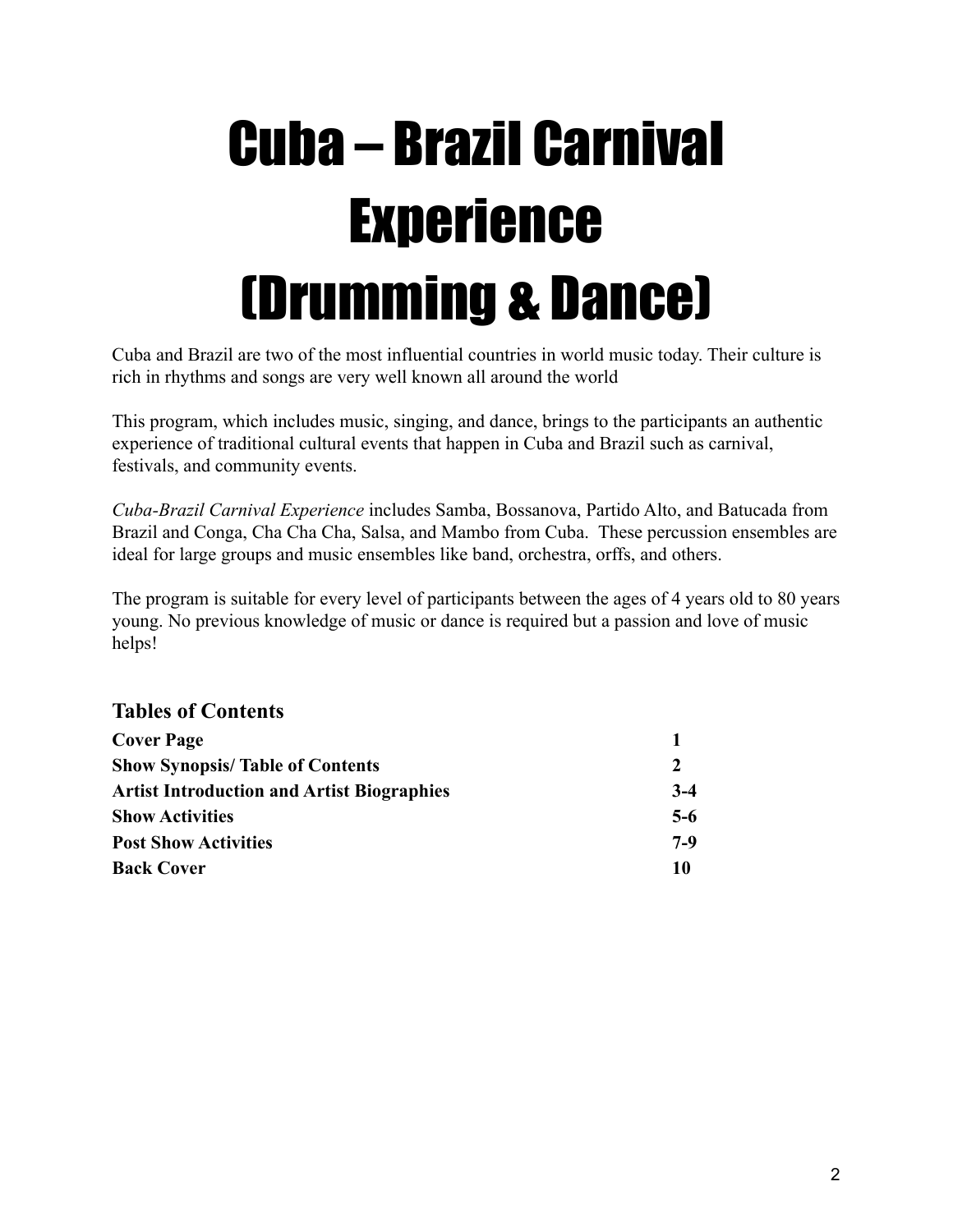# Cuba – Brazil Carnival Experience (Drumming & Dance)

Cuba and Brazil are two of the most influential countries in world music today. Their culture is rich in rhythms and songs are very well known all around the world

This program, which includes music, singing, and dance, brings to the participants an authentic experience of traditional cultural events that happen in Cuba and Brazil such as carnival, festivals, and community events.

*Cuba-Brazil Carnival Experience* includes Samba, Bossanova, Partido Alto, and Batucada from Brazil and Conga, Cha Cha Cha, Salsa, and Mambo from Cuba. These percussion ensembles are ideal for large groups and music ensembles like band, orchestra, orffs, and others.

The program is suitable for every level of participants between the ages of 4 years old to 80 years young. No previous knowledge of music or dance is required but a passion and love of music helps!

## Tables of Contents

| | |
|---|---|
| **Cover Page** | **1** |
| **Show Synopsis/ Table of Contents** | **2** |
| **Artist Introduction and Artist Biographies** | **3-4** |
| **Show Activities** | **5-6** |
| **Post Show Activities** | **7-9** |
| **Back Cover** | **10** |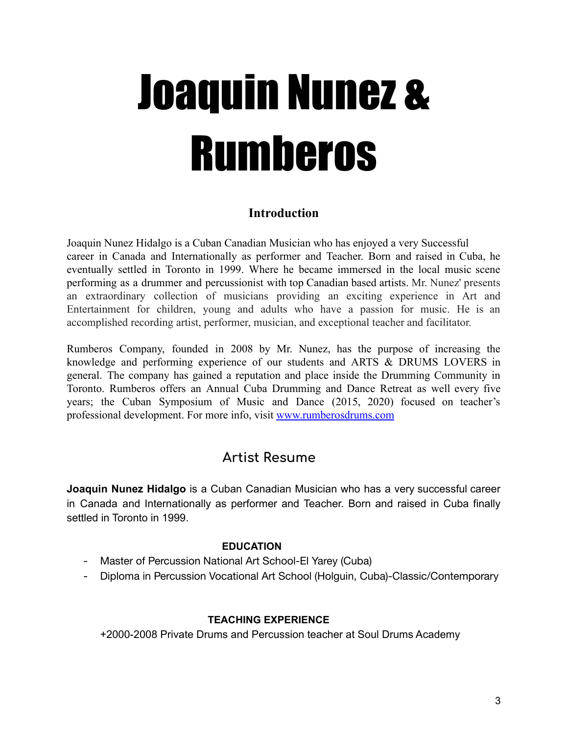# Joaquin Nunez & Rumberos

## Introduction

Joaquin Nunez Hidalgo is a Cuban Canadian Musician who has enjoyed a very Successful career in Canada and Internationally as performer and Teacher. Born and raised in Cuba, he eventually settled in Toronto in 1999. Where he became immersed in the local music scene performing as a drummer and percussionist with top Canadian based artists. Mr. Nunez' presents an extraordinary collection of musicians providing an exciting experience in Art and Entertainment for children, young and adults who have a passion for music. He is an accomplished recording artist, performer, musician, and exceptional teacher and facilitator.

Rumberos Company, founded in 2008 by Mr. Nunez, has the purpose of increasing the knowledge and performing experience of our students and ARTS & DRUMS LOVERS in general. The company has gained a reputation and place inside the Drumming Community in Toronto. Rumberos offers an Annual Cuba Drumming and Dance Retreat as well every five years; the Cuban Symposium of Music and Dance (2015, 2020) focused on teacher's professional development. For more info, visit [www.rumberosdrums.com](http://www.rumberosdrums.com)

## Artist Resume

**Joaquin Nunez Hidalgo** is a Cuban Canadian Musician who has a very successful career in Canada and Internationally as performer and Teacher. Born and raised in Cuba finally settled in Toronto in 1999.

### EDUCATION

- Master of Percussion National Art School-El Yarey (Cuba)
- Diploma in Percussion Vocational Art School (Holguin, Cuba)-Classic/Contemporary

### TEACHING EXPERIENCE

+2000-2008 Private Drums and Percussion teacher at Soul Drums Academy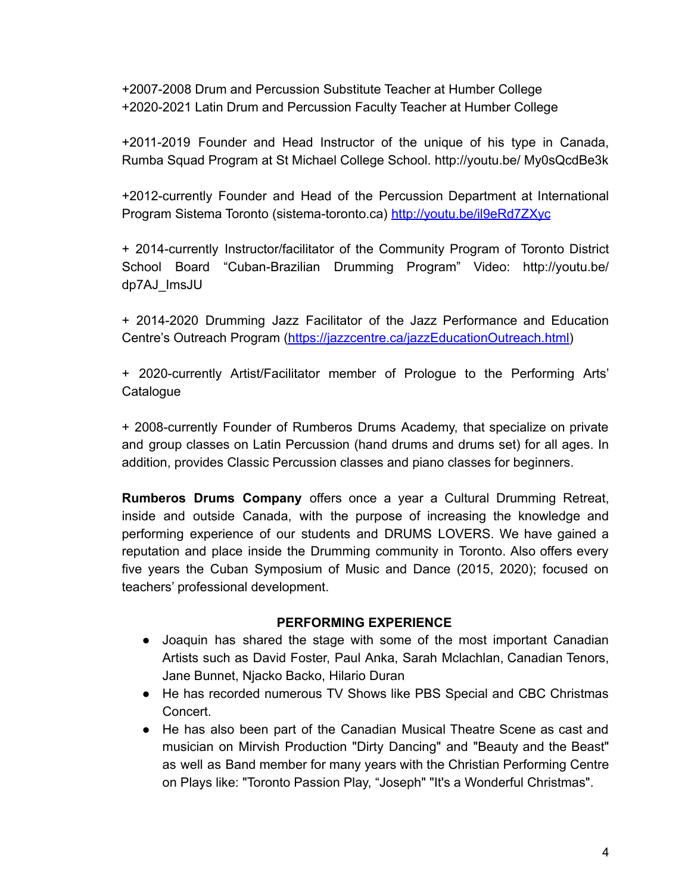+2007-2008 Drum and Percussion Substitute Teacher at Humber College
+2020-2021 Latin Drum and Percussion Faculty Teacher at Humber College

+2011-2019 Founder and Head Instructor of the unique of his type in Canada, Rumba Squad Program at St Michael College School. http://youtu.be/ My0sQcdBe3k

+2012-currently Founder and Head of the Percussion Department at International Program Sistema Toronto (sistema-toronto.ca) http://youtu.be/il9eRd7ZXyc

+ 2014-currently Instructor/facilitator of the Community Program of Toronto District School Board "Cuban-Brazilian Drumming Program" Video: http://youtu.be/ dp7AJ_ImsJU

+ 2014-2020 Drumming Jazz Facilitator of the Jazz Performance and Education Centre's Outreach Program (https://jazzcentre.ca/jazzEducationOutreach.html)

+ 2020-currently Artist/Facilitator member of Prologue to the Performing Arts' Catalogue

+ 2008-currently Founder of Rumberos Drums Academy, that specialize on private and group classes on Latin Percussion (hand drums and drums set) for all ages. In addition, provides Classic Percussion classes and piano classes for beginners.

**Rumberos Drums Company** offers once a year a Cultural Drumming Retreat, inside and outside Canada, with the purpose of increasing the knowledge and performing experience of our students and DRUMS LOVERS. We have gained a reputation and place inside the Drumming community in Toronto. Also offers every five years the Cuban Symposium of Music and Dance (2015, 2020); focused on teachers' professional development.

## PERFORMING EXPERIENCE

- Joaquin has shared the stage with some of the most important Canadian Artists such as David Foster, Paul Anka, Sarah Mclachlan, Canadian Tenors, Jane Bunnet, Njacko Backo, Hilario Duran
- He has recorded numerous TV Shows like PBS Special and CBC Christmas Concert.
- He has also been part of the Canadian Musical Theatre Scene as cast and musician on Mirvish Production "Dirty Dancing" and "Beauty and the Beast" as well as Band member for many years with the Christian Performing Centre on Plays like: "Toronto Passion Play, "Joseph" "It's a Wonderful Christmas".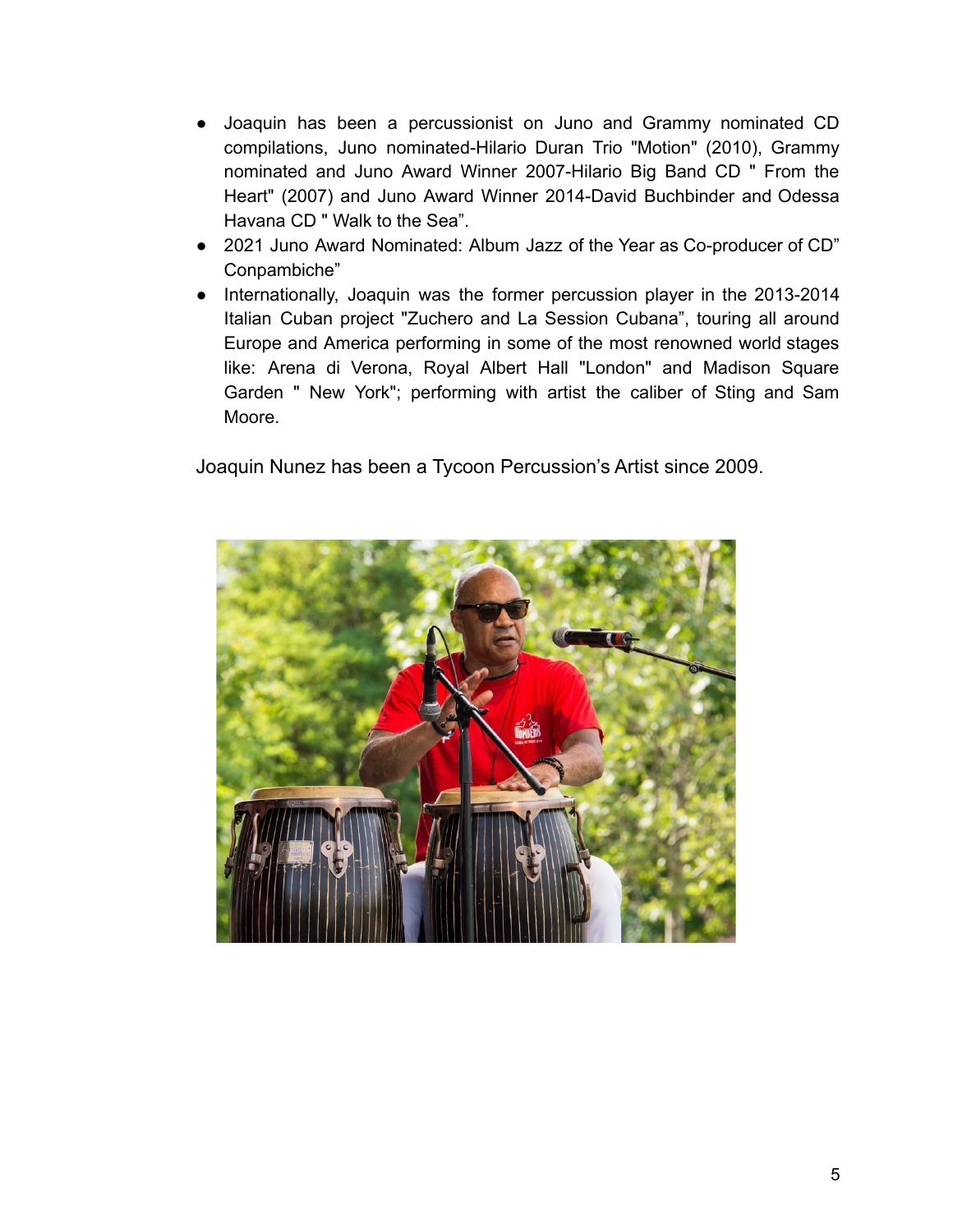- Joaquin has been a percussionist on Juno and Grammy nominated CD compilations, Juno nominated-Hilario Duran Trio "Motion" (2010), Grammy nominated and Juno Award Winner 2007-Hilario Big Band CD " From the Heart" (2007) and Juno Award Winner 2014-David Buchbinder and Odessa Havana CD " Walk to the Sea”.
- 2021 Juno Award Nominated: Album Jazz of the Year as Co-producer of CD” Conpambiche”
- Internationally, Joaquin was the former percussion player in the 2013-2014 Italian Cuban project "Zuchero and La Session Cubana", touring all around Europe and America performing in some of the most renowned world stages like: Arena di Verona, Royal Albert Hall "London" and Madison Square Garden " New York"; performing with artist the caliber of Sting and Sam Moore.

Joaquin Nunez has been a Tycoon Percussion’s Artist since 2009.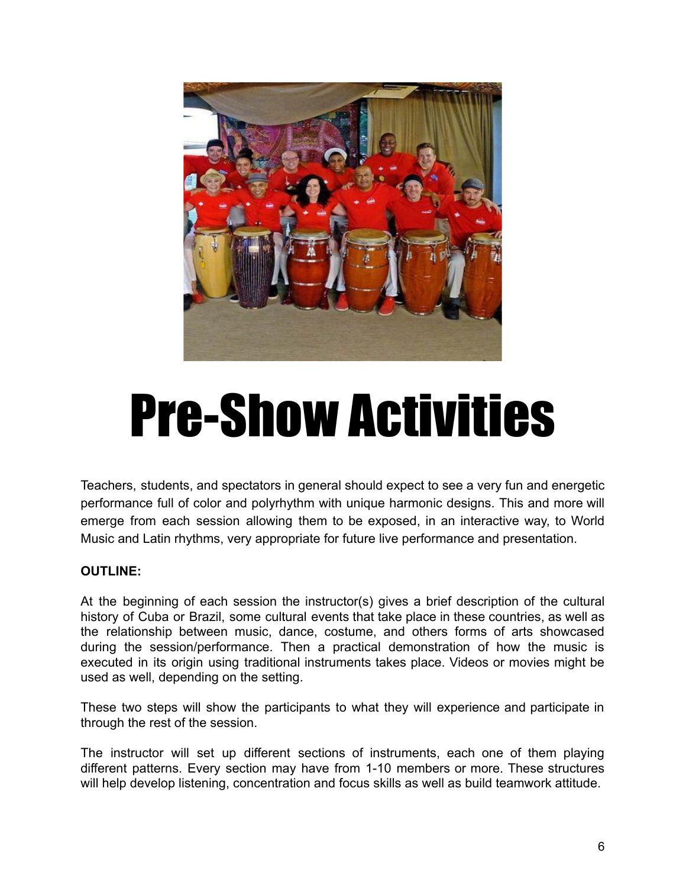# Pre-Show Activities

Teachers, students, and spectators in general should expect to see a very fun and energetic performance full of color and polyrhythm with unique harmonic designs. This and more will emerge from each session allowing them to be exposed, in an interactive way, to World Music and Latin rhythms, very appropriate for future live performance and presentation.

**OUTLINE:**

At the beginning of each session the instructor(s) gives a brief description of the cultural history of Cuba or Brazil, some cultural events that take place in these countries, as well as the relationship between music, dance, costume, and others forms of arts showcased during the session/performance. Then a practical demonstration of how the music is executed in its origin using traditional instruments takes place. Videos or movies might be used as well, depending on the setting.

These two steps will show the participants to what they will experience and participate in through the rest of the session.

The instructor will set up different sections of instruments, each one of them playing different patterns. Every section may have from 1-10 members or more. These structures will help develop listening, concentration and focus skills as well as build teamwork attitude.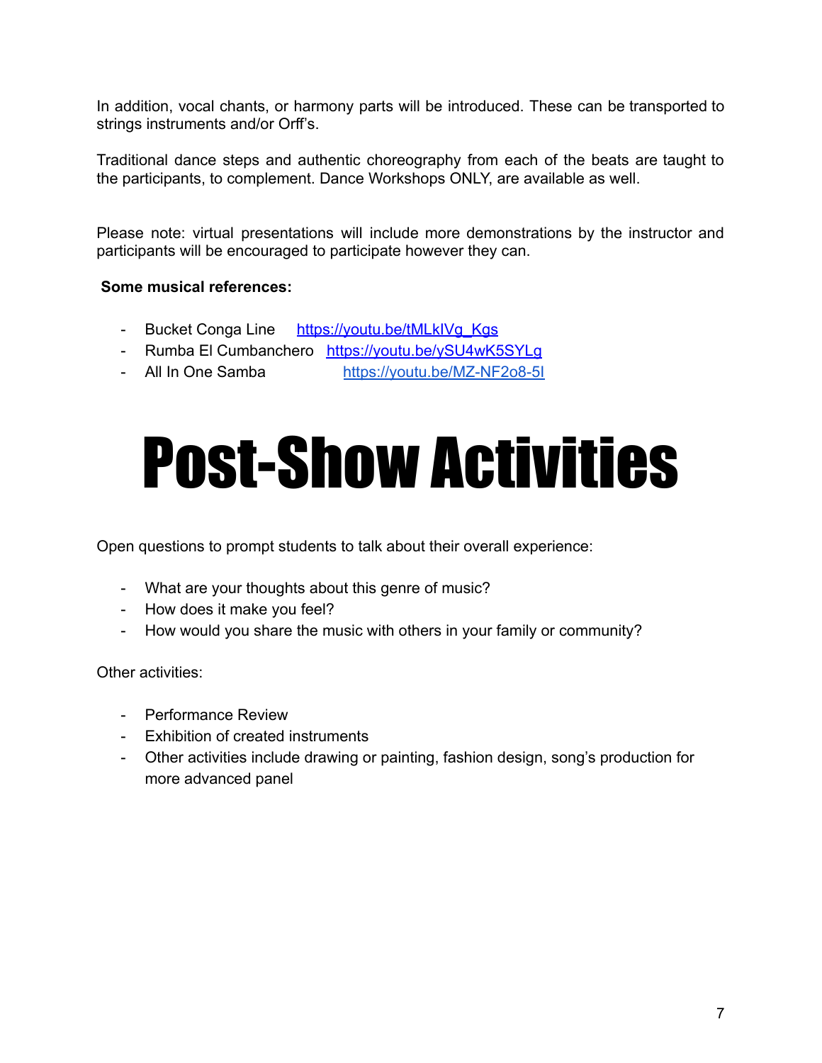In addition, vocal chants, or harmony parts will be introduced. These can be transported to strings instruments and/or Orff's.

Traditional dance steps and authentic choreography from each of the beats are taught to the participants, to complement. Dance Workshops ONLY, are available as well.

Please note: virtual presentations will include more demonstrations by the instructor and participants will be encouraged to participate however they can.

**Some musical references:**

- Bucket Conga Line https://youtu.be/tMLkIVg_Kgs
- Rumba El Cumbanchero https://youtu.be/ySU4wK5SYLg
- All In One Samba https://youtu.be/MZ-NF2o8-5I

# Post-Show Activities

Open questions to prompt students to talk about their overall experience:

- What are your thoughts about this genre of music?
- How does it make you feel?
- How would you share the music with others in your family or community?

Other activities:

- Performance Review
- Exhibition of created instruments
- Other activities include drawing or painting, fashion design, song's production for more advanced panel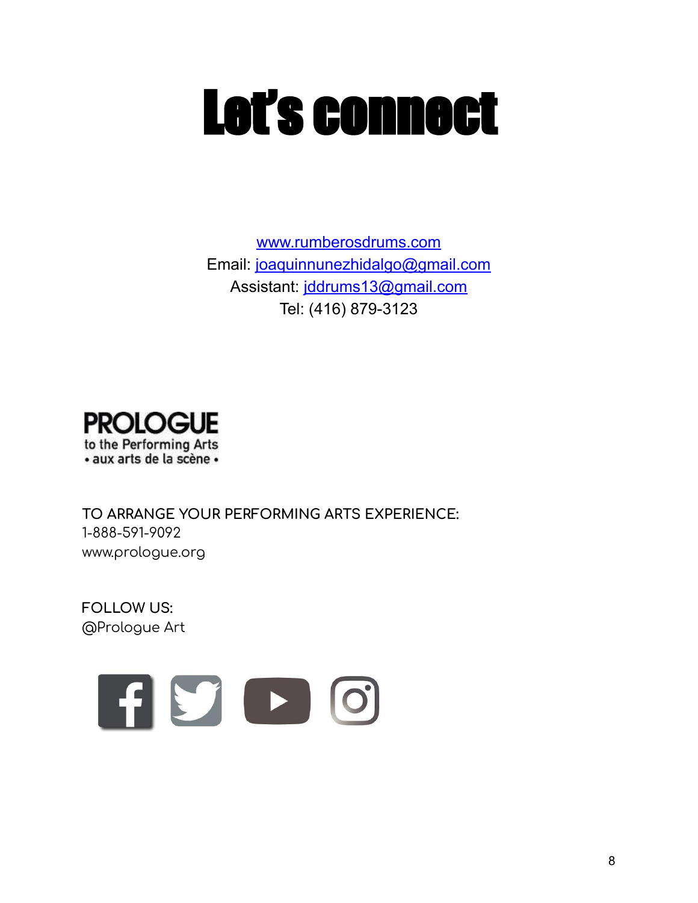# Let's connect

[www.rumberosdrums.com](http://www.rumberosdrums.com)
Email: [joaquinnunezhidalgo@gmail.com](mailto:joaquinnunezhidalgo@gmail.com)
Assistant: [jddrums13@gmail.com](mailto:jddrums13@gmail.com)
Tel: (416) 879-3123

PROLOGUE
to the Performing Arts
• aux arts de la scène •

TO ARRANGE YOUR PERFORMING ARTS EXPERIENCE:
1-888-591-9092
www.prologue.org

FOLLOW US:
@Prologue Art